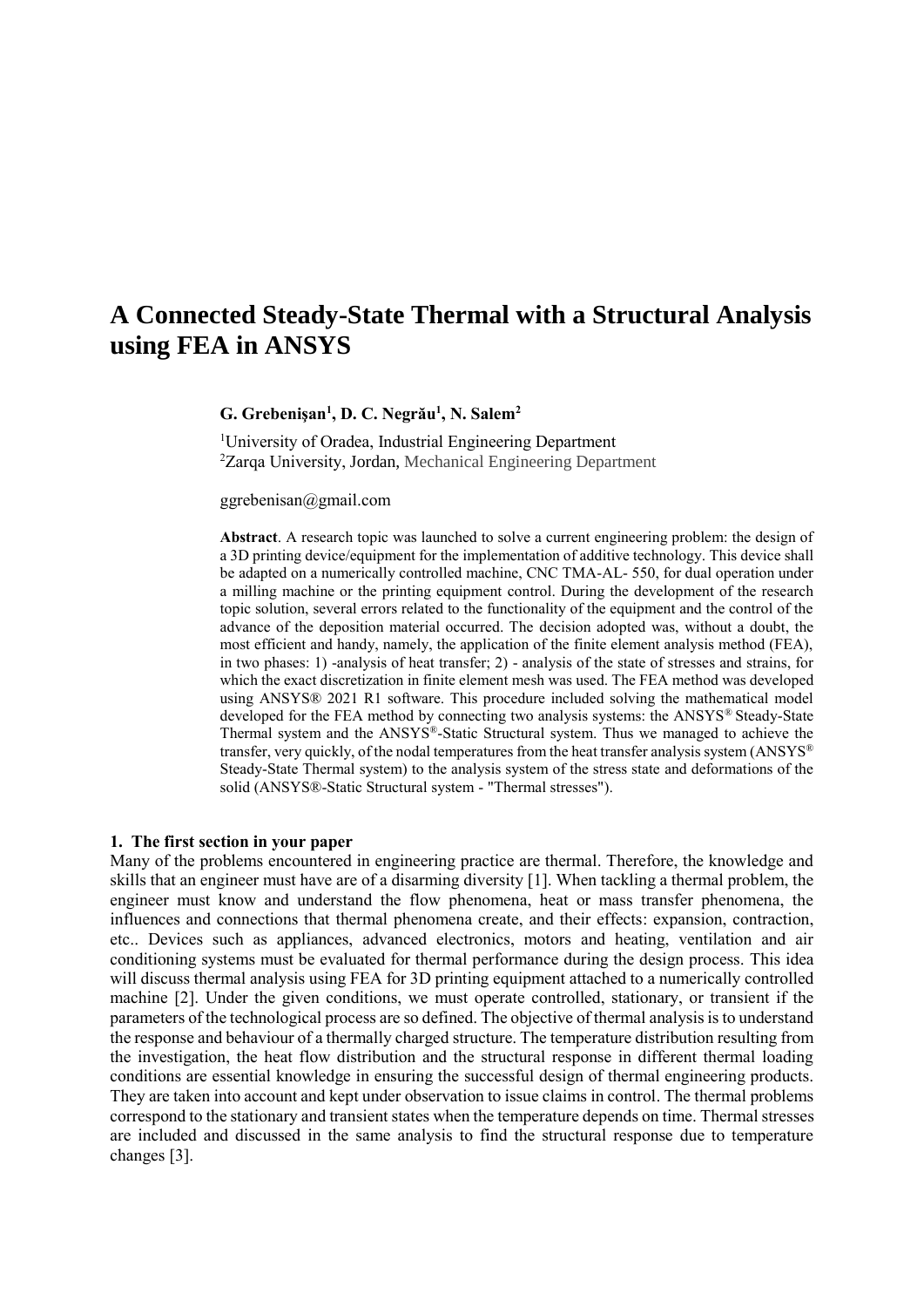# A Connected Steady-State Thermal with a Structural Analysis using FEA in ANSYS

**G. Grebenişan[1], D. C. Negrău[1], N. Salem[2]**

[1]University of Oradea, Industrial Engineering Department
[2]Zarqa University, Jordan, Mechanical Engineering Department

ggrebenisan@gmail.com

**Abstract**. A research topic was launched to solve a current engineering problem: the design of a 3D printing device/equipment for the implementation of additive technology. This device shall be adapted on a numerically controlled machine, CNC TMA-AL- 550, for dual operation under a milling machine or the printing equipment control. During the development of the research topic solution, several errors related to the functionality of the equipment and the control of the advance of the deposition material occurred. The decision adopted was, without a doubt, the most efficient and handy, namely, the application of the finite element analysis method (FEA), in two phases: 1) -analysis of heat transfer; 2) - analysis of the state of stresses and strains, for which the exact discretization in finite element mesh was used. The FEA method was developed using ANSYS® 2021 R1 software. This procedure included solving the mathematical model developed for the FEA method by connecting two analysis systems: the ANSYS® Steady-State Thermal system and the ANSYS®-Static Structural system. Thus we managed to achieve the transfer, very quickly, of the nodal temperatures from the heat transfer analysis system (ANSYS® Steady-State Thermal system) to the analysis system of the stress state and deformations of the solid (ANSYS®-Static Structural system - "Thermal stresses").

## 1. The first section in your paper

Many of the problems encountered in engineering practice are thermal. Therefore, the knowledge and skills that an engineer must have are of a disarming diversity [1]. When tackling a thermal problem, the engineer must know and understand the flow phenomena, heat or mass transfer phenomena, the influences and connections that thermal phenomena create, and their effects: expansion, contraction, etc.. Devices such as appliances, advanced electronics, motors and heating, ventilation and air conditioning systems must be evaluated for thermal performance during the design process. This idea will discuss thermal analysis using FEA for 3D printing equipment attached to a numerically controlled machine [2]. Under the given conditions, we must operate controlled, stationary, or transient if the parameters of the technological process are so defined. The objective of thermal analysis is to understand the response and behaviour of a thermally charged structure. The temperature distribution resulting from the investigation, the heat flow distribution and the structural response in different thermal loading conditions are essential knowledge in ensuring the successful design of thermal engineering products. They are taken into account and kept under observation to issue claims in control. The thermal problems correspond to the stationary and transient states when the temperature depends on time. Thermal stresses are included and discussed in the same analysis to find the structural response due to temperature changes [3].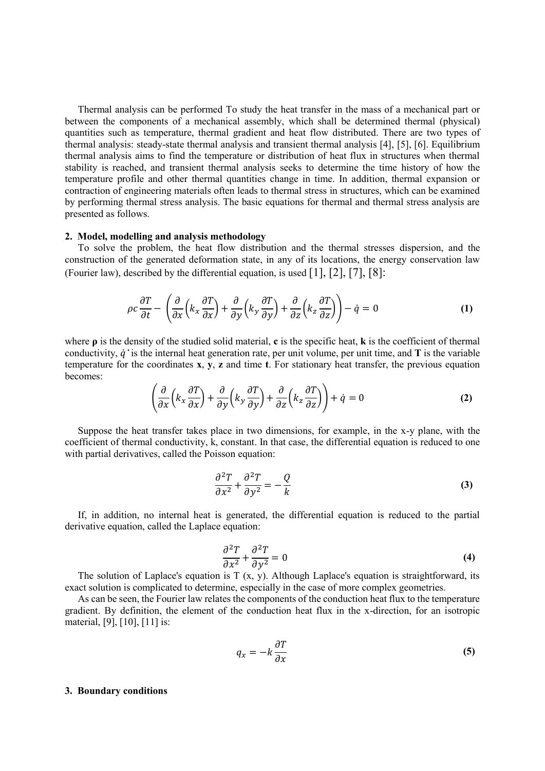Thermal analysis can be performed To study the heat transfer in the mass of a mechanical part or between the components of a mechanical assembly, which shall be determined thermal (physical) quantities such as temperature, thermal gradient and heat flow distributed. There are two types of thermal analysis: steady-state thermal analysis and transient thermal analysis [4], [5], [6]. Equilibrium thermal analysis aims to find the temperature or distribution of heat flux in structures when thermal stability is reached, and transient thermal analysis seeks to determine the time history of how the temperature profile and other thermal quantities change in time. In addition, thermal expansion or contraction of engineering materials often leads to thermal stress in structures, which can be examined by performing thermal stress analysis. The basic equations for thermal and thermal stress analysis are presented as follows.

## 2. Model, modelling and analysis methodology

To solve the problem, the heat flow distribution and the thermal stresses dispersion, and the construction of the generated deformation state, in any of its locations, the energy conservation law (Fourier law), described by the differential equation, is used [1], [2], [7], [8]:

$$\rho c \frac{\partial T}{\partial t} - \left( \frac{\partial}{\partial x}\left(k_x \frac{\partial T}{\partial x}\right) + \frac{\partial}{\partial y}\left(k_y \frac{\partial T}{\partial y}\right) + \frac{\partial}{\partial z}\left(k_z \frac{\partial T}{\partial z}\right) \right) - \dot{q} = 0 \tag{1}$$

where **ρ** is the density of the studied solid material, **c** is the specific heat, **k** is the coefficient of thermal conductivity, $\dot{q}$ is the internal heat generation rate, per unit volume, per unit time, and **T** is the variable temperature for the coordinates **x**, **y**, **z** and time **t**. For stationary heat transfer, the previous equation becomes:

$$\left( \frac{\partial}{\partial x}\left(k_x \frac{\partial T}{\partial x}\right) + \frac{\partial}{\partial y}\left(k_y \frac{\partial T}{\partial y}\right) + \frac{\partial}{\partial z}\left(k_z \frac{\partial T}{\partial z}\right) \right) + \dot{q} = 0 \tag{2}$$

Suppose the heat transfer takes place in two dimensions, for example, in the x-y plane, with the coefficient of thermal conductivity, k, constant. In that case, the differential equation is reduced to one with partial derivatives, called the Poisson equation:

$$\frac{\partial^2 T}{\partial x^2} + \frac{\partial^2 T}{\partial y^2} = -\frac{Q}{k} \tag{3}$$

If, in addition, no internal heat is generated, the differential equation is reduced to the partial derivative equation, called the Laplace equation:

$$\frac{\partial^2 T}{\partial x^2} + \frac{\partial^2 T}{\partial y^2} = 0 \tag{4}$$

The solution of Laplace's equation is T (x, y). Although Laplace's equation is straightforward, its exact solution is complicated to determine, especially in the case of more complex geometries.

As can be seen, the Fourier law relates the components of the conduction heat flux to the temperature gradient. By definition, the element of the conduction heat flux in the x-direction, for an isotropic material, [9], [10], [11] is:

$$q_x = -k \frac{\partial T}{\partial x} \tag{5}$$

## 3. Boundary conditions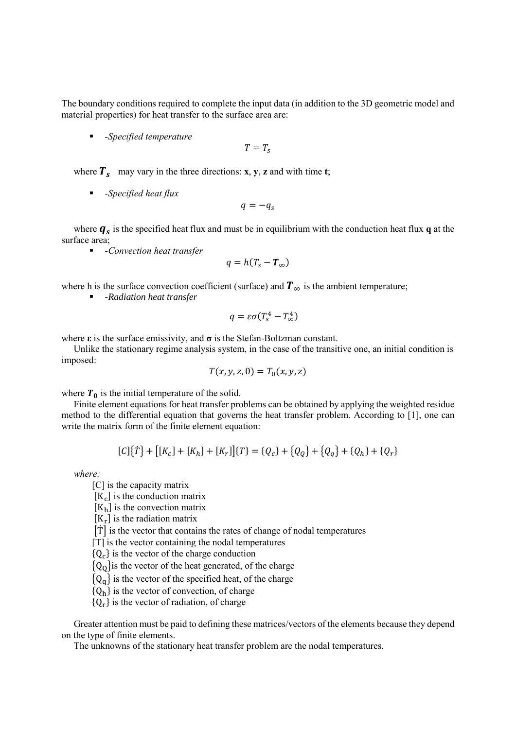The boundary conditions required to complete the input data (in addition to the 3D geometric model and material properties) for heat transfer to the surface area are:

- *-Specified temperature*

$$T = T_s$$

where $\boldsymbol{T_s}$ may vary in the three directions: **x**, **y**, **z** and with time **t**;

- *-Specified heat flux*

$$q = -q_s$$

where $\boldsymbol{q_s}$ is the specified heat flux and must be in equilibrium with the conduction heat flux **q** at the surface area;

- *-Convection heat transfer*

$$q = h(T_s - \boldsymbol{T}_\infty)$$

where h is the surface convection coefficient (surface) and $\boldsymbol{T}_\infty$ is the ambient temperature;

- *-Radiation heat transfer*

$$q = \varepsilon\sigma(T_s^4 - T_\infty^4)$$

where **ε** is the surface emissivity, and **σ** is the Stefan-Boltzman constant.

Unlike the stationary regime analysis system, in the case of the transitive one, an initial condition is imposed:

$$T(x, y, z, 0) = T_0(x, y, z)$$

where $\boldsymbol{T_0}$ is the initial temperature of the solid.

Finite element equations for heat transfer problems can be obtained by applying the weighted residue method to the differential equation that governs the heat transfer problem. According to [1], one can write the matrix form of the finite element equation:

$$[C]\{\dot{T}\} + \big[[K_c] + [K_h] + [K_r]\big]\{T\} = \{Q_c\} + \{Q_Q\} + \{Q_q\} + \{Q_h\} + \{Q_r\}$$

*where:*

[C] is the capacity matrix
$[K_c]$ is the conduction matrix
$[K_h]$ is the convection matrix
$[K_r]$ is the radiation matrix
$[\dot{T}]$ is the vector that contains the rates of change of nodal temperatures
[T] is the vector containing the nodal temperatures
$\{Q_c\}$ is the vector of the charge conduction
$\{Q_Q\}$is the vector of the heat generated, of the charge
$\{Q_q\}$ is the vector of the specified heat, of the charge
$\{Q_h\}$ is the vector of convection, of charge
$\{Q_r\}$ is the vector of radiation, of charge

Greater attention must be paid to defining these matrices/vectors of the elements because they depend on the type of finite elements.

The unknowns of the stationary heat transfer problem are the nodal temperatures.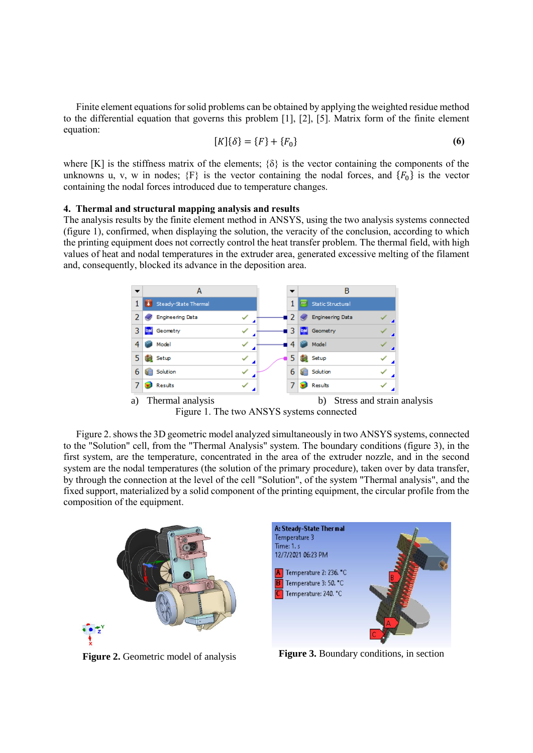Finite element equations for solid problems can be obtained by applying the weighted residue method to the differential equation that governs this problem [1], [2], [5]. Matrix form of the finite element equation:

$$[K]\{\delta\} = \{F\} + \{F_0\} \tag{6}$$

where [K] is the stiffness matrix of the elements; {δ} is the vector containing the components of the unknowns u, v, w in nodes; {F} is the vector containing the nodal forces, and $\{F_0\}$ is the vector containing the nodal forces introduced due to temperature changes.

## 4. Thermal and structural mapping analysis and results

The analysis results by the finite element method in ANSYS, using the two analysis systems connected (figure 1), confirmed, when displaying the solution, the veracity of the conclusion, according to which the printing equipment does not correctly control the heat transfer problem. The thermal field, with high values of heat and nodal temperatures in the extruder area, generated excessive melting of the filament and, consequently, blocked its advance in the deposition area.

A
1 Steady-State Thermal
2 Engineering Data
3 Geometry
4 Model
5 Setup
6 Solution
7 Results

B
1 Static Structural
2 Engineering Data
3 Geometry
4 Model
5 Setup
6 Solution
7 Results

a) Thermal analysis b) Stress and strain analysis

Figure 1. The two ANSYS systems connected

Figure 2. shows the 3D geometric model analyzed simultaneously in two ANSYS systems, connected to the "Solution" cell, from the "Thermal Analysis" system. The boundary conditions (figure 3), in the first system, are the temperature, concentrated in the area of the extruder nozzle, and in the second system are the nodal temperatures (the solution of the primary procedure), taken over by data transfer, by through the connection at the level of the cell "Solution", of the system "Thermal analysis", and the fixed support, materialized by a solid component of the printing equipment, the circular profile from the composition of the equipment.

**Figure 2.** Geometric model of analysis

A: Steady-State Thermal
Temperature 3
Time: 1. s
12/7/2021 06:23 PM

A Temperature 2: 236. °C
B Temperature 3: 50. °C
C Temperature: 240. °C

**Figure 3.** Boundary conditions, in section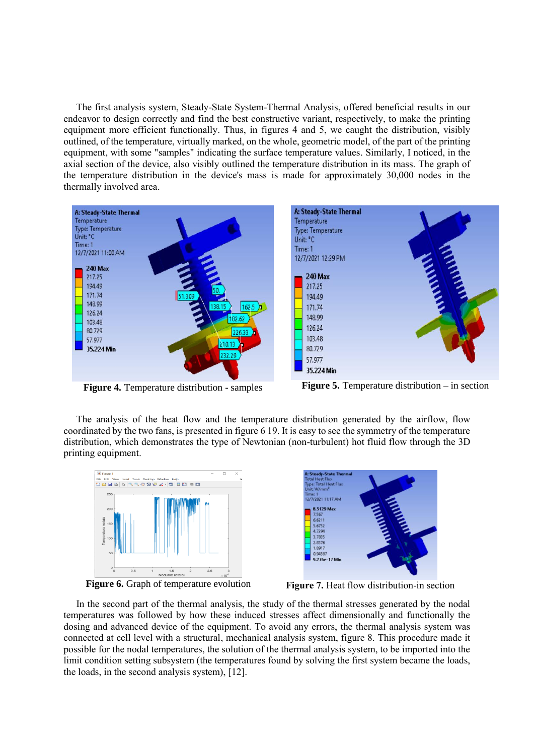The first analysis system, Steady-State System-Thermal Analysis, offered beneficial results in our endeavor to design correctly and find the best constructive variant, respectively, to make the printing equipment more efficient functionally. Thus, in figures 4 and 5, we caught the distribution, visibly outlined, of the temperature, virtually marked, on the whole, geometric model, of the part of the printing equipment, with some "samples" indicating the surface temperature values. Similarly, I noticed, in the axial section of the device, also visibly outlined the temperature distribution in its mass. The graph of the temperature distribution in the device's mass is made for approximately 30,000 nodes in the thermally involved area.

A: Steady-State Thermal
Temperature
Type: Temperature
Unit: °C
Time: 1
12/7/2021 11:00 AM

240 Max
217.25
194.49
171.74
148.99
126.24
103.48
80.729
57.977
35.224 Min

51.309
50.
138.15
162.5
182.62
226.33
210.13
232.29

**Figure 4.** Temperature distribution - samples

A: Steady-State Thermal
Temperature
Type: Temperature
Unit: °C
Time: 1
12/7/2021 12:29 PM

240 Max
217.25
194.49
171.74
148.99
126.24
103.48
80.729
57.977
35.224 Min

**Figure 5.** Temperature distribution – in section

The analysis of the heat flow and the temperature distribution generated by the airflow, flow coordinated by the two fans, is presented in figure 6 19. It is easy to see the symmetry of the temperature distribution, which demonstrates the type of Newtonian (non-turbulent) hot fluid flow through the 3D printing equipment.

Figure 1
File Edit View Insert Tools Desktop Window Help
Temperatura nodala
Nodurile retelei
250
200
150
100
50
0
0
0.5
1
1.5
2
2.5
3
×10⁴

**Figure 6.** Graph of temperature evolution

A: Steady-State Thermal
Total Heat Flux
Type: Total Heat Flux
Unit: W/mm²
Time: 1
12/7/2021 11:17 AM

8.5129 Max
7.567
6.6211
5.6752
4.7294
3.7835
2.8376
1.8917
0.94587
9.276e-17 Min

**Figure 7.** Heat flow distribution-in section

In the second part of the thermal analysis, the study of the thermal stresses generated by the nodal temperatures was followed by how these induced stresses affect dimensionally and functionally the dosing and advanced device of the equipment. To avoid any errors, the thermal analysis system was connected at cell level with a structural, mechanical analysis system, figure 8. This procedure made it possible for the nodal temperatures, the solution of the thermal analysis system, to be imported into the limit condition setting subsystem (the temperatures found by solving the first system became the loads, the loads, in the second analysis system), [12].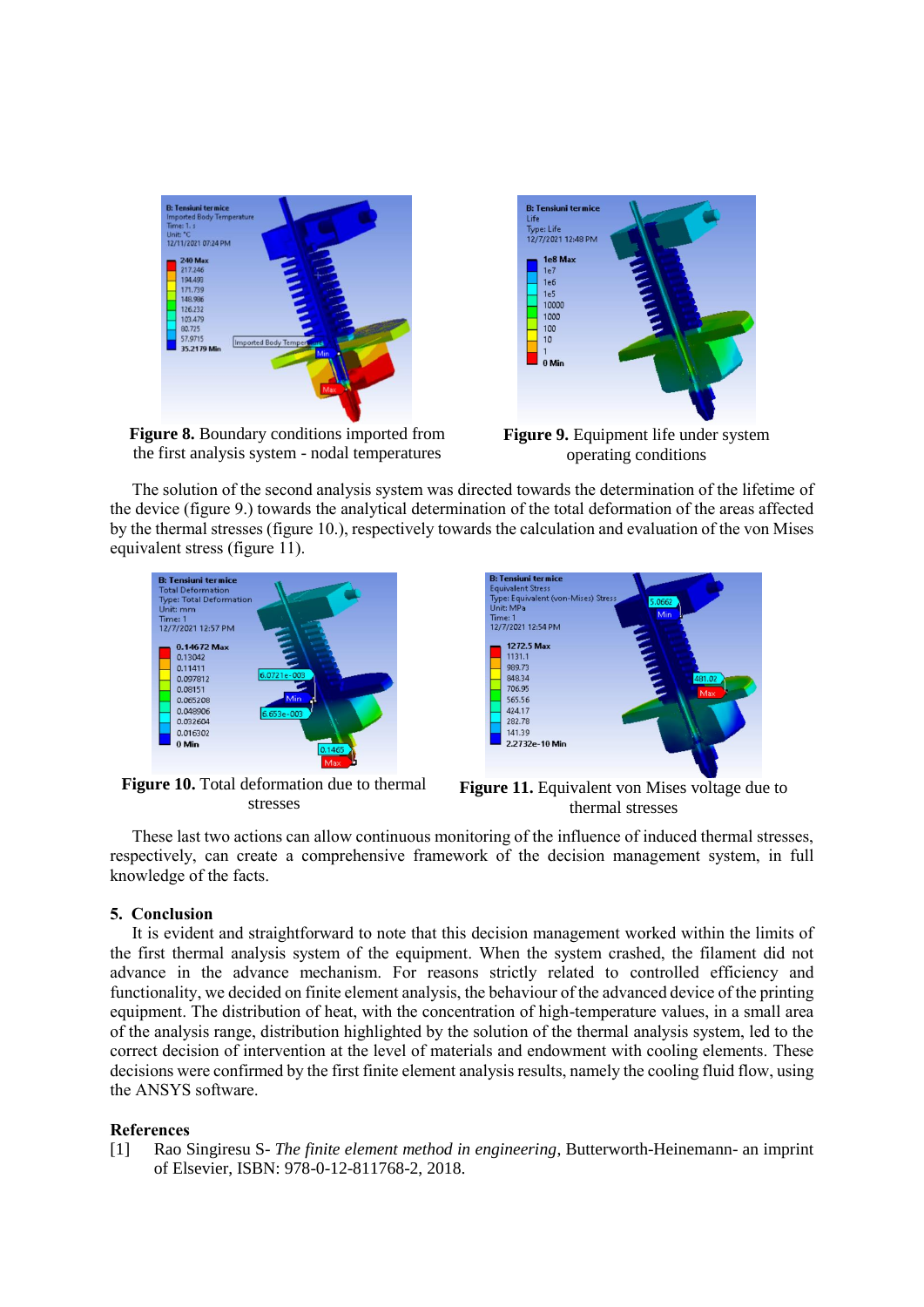**Figure 8.** Boundary conditions imported from the first analysis system - nodal temperatures

**Figure 9.** Equipment life under system operating conditions

The solution of the second analysis system was directed towards the determination of the lifetime of the device (figure 9.) towards the analytical determination of the total deformation of the areas affected by the thermal stresses (figure 10.), respectively towards the calculation and evaluation of the von Mises equivalent stress (figure 11).

**Figure 10.** Total deformation due to thermal stresses

**Figure 11.** Equivalent von Mises voltage due to thermal stresses

These last two actions can allow continuous monitoring of the influence of induced thermal stresses, respectively, can create a comprehensive framework of the decision management system, in full knowledge of the facts.

## 5. Conclusion

It is evident and straightforward to note that this decision management worked within the limits of the first thermal analysis system of the equipment. When the system crashed, the filament did not advance in the advance mechanism. For reasons strictly related to controlled efficiency and functionality, we decided on finite element analysis, the behaviour of the advanced device of the printing equipment. The distribution of heat, with the concentration of high-temperature values, in a small area of the analysis range, distribution highlighted by the solution of the thermal analysis system, led to the correct decision of intervention at the level of materials and endowment with cooling elements. These decisions were confirmed by the first finite element analysis results, namely the cooling fluid flow, using the ANSYS software.

## References

[1] Rao Singiresu S- *The finite element method in engineering*, Butterworth-Heinemann- an imprint of Elsevier, ISBN: 978-0-12-811768-2, 2018.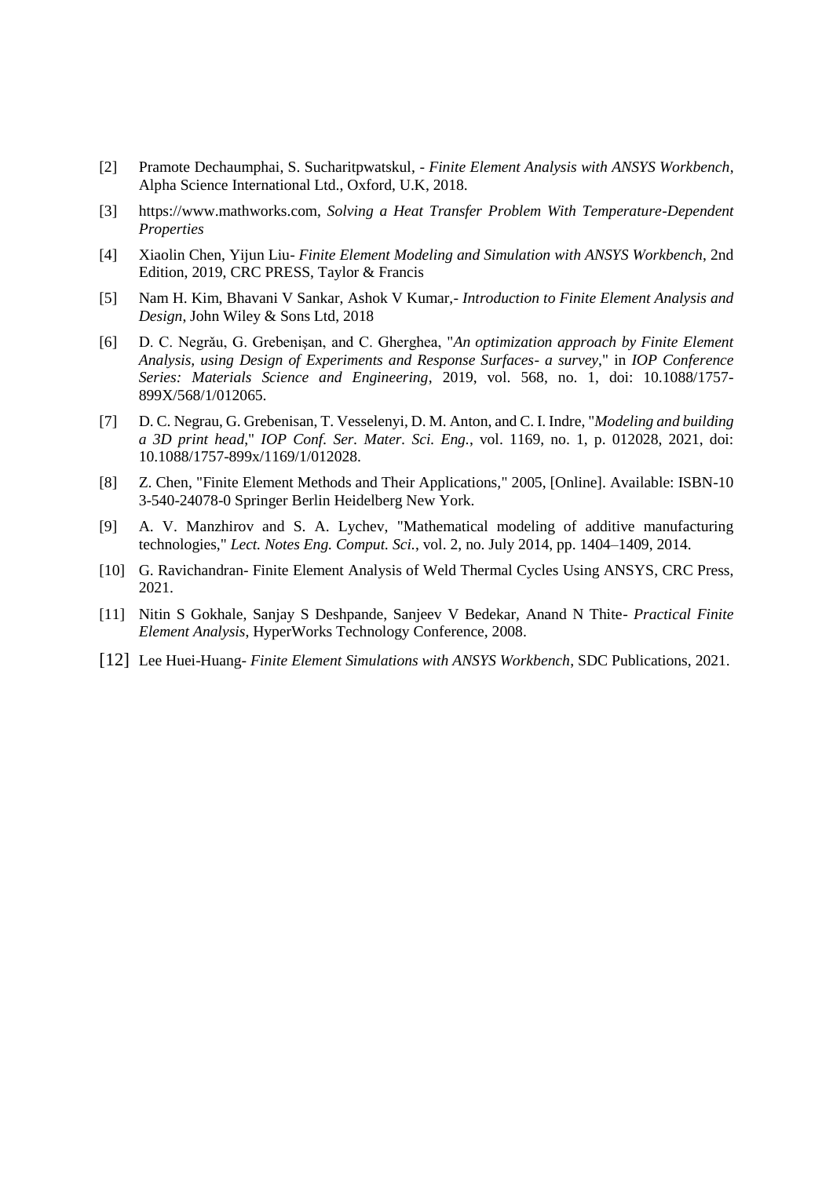[2] Pramote Dechaumphai, S. Sucharitpwatskul, - *Finite Element Analysis with ANSYS Workbench*, Alpha Science International Ltd., Oxford, U.K, 2018.

[3] https://www.mathworks.com, *Solving a Heat Transfer Problem With Temperature-Dependent Properties*

[4] Xiaolin Chen, Yijun Liu- *Finite Element Modeling and Simulation with ANSYS Workbench*, 2nd Edition, 2019, CRC PRESS, Taylor & Francis

[5] Nam H. Kim, Bhavani V Sankar, Ashok V Kumar,- *Introduction to Finite Element Analysis and Design*, John Wiley & Sons Ltd, 2018

[6] D. C. Negrău, G. Grebenişan, and C. Gherghea, "*An optimization approach by Finite Element Analysis, using Design of Experiments and Response Surfaces- a survey*," in *IOP Conference Series: Materials Science and Engineering*, 2019, vol. 568, no. 1, doi: 10.1088/1757-899X/568/1/012065.

[7] D. C. Negrau, G. Grebenisan, T. Vesselenyi, D. M. Anton, and C. I. Indre, "*Modeling and building a 3D print head*," *IOP Conf. Ser. Mater. Sci. Eng.*, vol. 1169, no. 1, p. 012028, 2021, doi: 10.1088/1757-899x/1169/1/012028.

[8] Z. Chen, "Finite Element Methods and Their Applications," 2005, [Online]. Available: ISBN-10 3-540-24078-0 Springer Berlin Heidelberg New York.

[9] A. V. Manzhirov and S. A. Lychev, "Mathematical modeling of additive manufacturing technologies," *Lect. Notes Eng. Comput. Sci.*, vol. 2, no. July 2014, pp. 1404–1409, 2014.

[10] G. Ravichandran- Finite Element Analysis of Weld Thermal Cycles Using ANSYS, CRC Press, 2021.

[11] Nitin S Gokhale, Sanjay S Deshpande, Sanjeev V Bedekar, Anand N Thite- *Practical Finite Element Analysis*, HyperWorks Technology Conference, 2008.

[12] Lee Huei-Huang- *Finite Element Simulations with ANSYS Workbench*, SDC Publications, 2021.